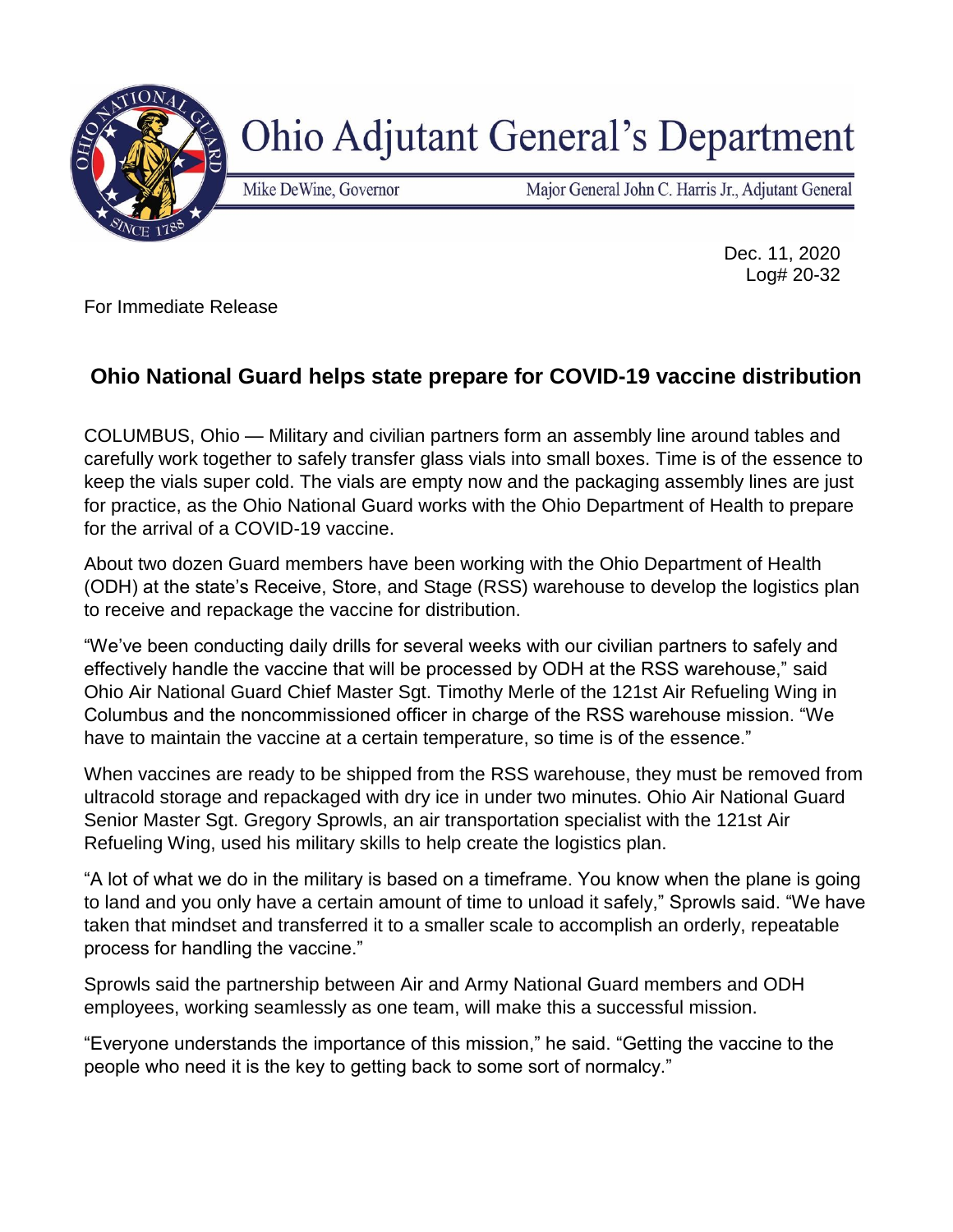Ohio Adjutant General's Department

Mike DeWine, Governor | Major General John C. Harris Jr., Adjutant General

Dec. 11, 2020
Log# 20-32

For Immediate Release

## Ohio National Guard helps state prepare for COVID-19 vaccine distribution

COLUMBUS, Ohio — Military and civilian partners form an assembly line around tables and carefully work together to safely transfer glass vials into small boxes. Time is of the essence to keep the vials super cold. The vials are empty now and the packaging assembly lines are just for practice, as the Ohio National Guard works with the Ohio Department of Health to prepare for the arrival of a COVID-19 vaccine.

About two dozen Guard members have been working with the Ohio Department of Health (ODH) at the state's Receive, Store, and Stage (RSS) warehouse to develop the logistics plan to receive and repackage the vaccine for distribution.

"We've been conducting daily drills for several weeks with our civilian partners to safely and effectively handle the vaccine that will be processed by ODH at the RSS warehouse," said Ohio Air National Guard Chief Master Sgt. Timothy Merle of the 121st Air Refueling Wing in Columbus and the noncommissioned officer in charge of the RSS warehouse mission. "We have to maintain the vaccine at a certain temperature, so time is of the essence."

When vaccines are ready to be shipped from the RSS warehouse, they must be removed from ultracold storage and repackaged with dry ice in under two minutes. Ohio Air National Guard Senior Master Sgt. Gregory Sprowls, an air transportation specialist with the 121st Air Refueling Wing, used his military skills to help create the logistics plan.

"A lot of what we do in the military is based on a timeframe. You know when the plane is going to land and you only have a certain amount of time to unload it safely," Sprowls said. "We have taken that mindset and transferred it to a smaller scale to accomplish an orderly, repeatable process for handling the vaccine."

Sprowls said the partnership between Air and Army National Guard members and ODH employees, working seamlessly as one team, will make this a successful mission.

"Everyone understands the importance of this mission," he said. "Getting the vaccine to the people who need it is the key to getting back to some sort of normalcy."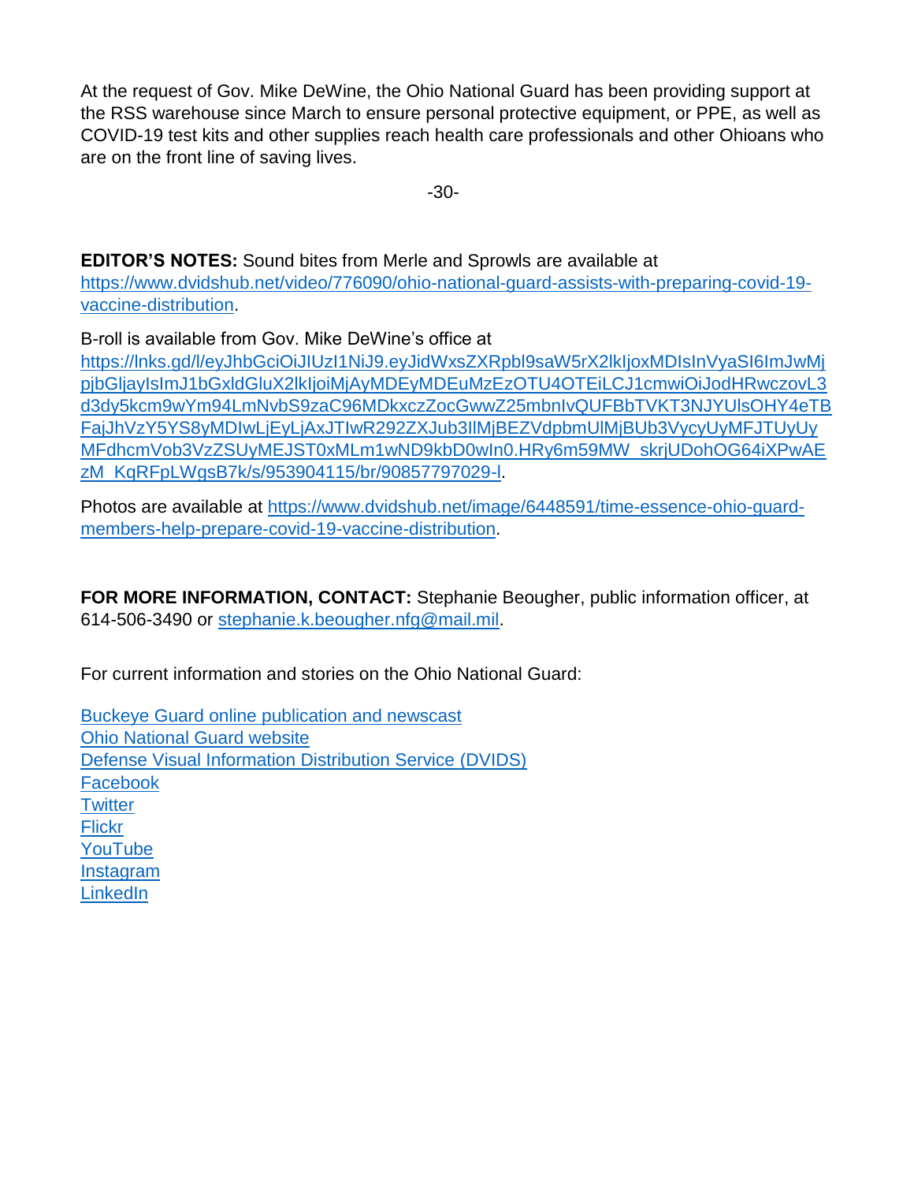At the request of Gov. Mike DeWine, the Ohio National Guard has been providing support at the RSS warehouse since March to ensure personal protective equipment, or PPE, as well as COVID-19 test kits and other supplies reach health care professionals and other Ohioans who are on the front line of saving lives.

-30-

**EDITOR'S NOTES:** Sound bites from Merle and Sprowls are available at https://www.dvidshub.net/video/776090/ohio-national-guard-assists-with-preparing-covid-19-vaccine-distribution.

B-roll is available from Gov. Mike DeWine's office at https://lnks.gd/l/eyJhbGciOiJIUzI1NiJ9.eyJidWxsZXRpbl9saW5rX2lkIjoxMDIsInVyaSI6ImJwMjpjbGljayIsImJ1bGxldGluX2lkIjoiMjAyMDEyMDEuMzEzOTU4OTEiLCJ1cmwiOiJodHRwczovL3d3dy5kcm9wYm94LmNvbS9zaC96MDkxczZocGwwZ25mbnIvQUFBbTVKT3NJYUlsOHY4eTBFajJhVzY5YS8yMDIwLjEyLjAxJTIwR292ZXJub3IlMjBEZVdpbmUlMjBUb3VycyUyMFJTUyUyMFdhcmVob3VzZSUyMEJST0xMLm1wND9kbD0wIn0.HRy6m59MW_skrjUDohOG64iXPwAEzM_KqRFpLWgsB7k/s/953904115/br/90857797029-l.

Photos are available at https://www.dvidshub.net/image/6448591/time-essence-ohio-guard-members-help-prepare-covid-19-vaccine-distribution.

**FOR MORE INFORMATION, CONTACT:** Stephanie Beougher, public information officer, at 614-506-3490 or stephanie.k.beougher.nfg@mail.mil.

For current information and stories on the Ohio National Guard:

Buckeye Guard online publication and newscast
Ohio National Guard website
Defense Visual Information Distribution Service (DVIDS)
Facebook
Twitter
Flickr
YouTube
Instagram
LinkedIn